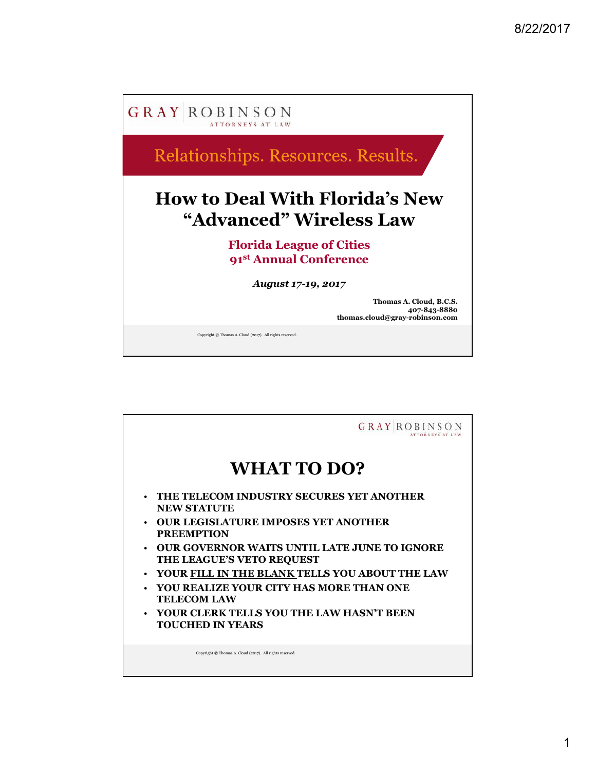GRAY | ROBINSON
ATTORNEYS AT LAW

Relationships. Resources. Results.

# How to Deal With Florida's New "Advanced" Wireless Law

**Florida League of Cities**
**91st Annual Conference**

***August 17-19, 2017***

**Thomas A. Cloud, B.C.S.**
**407-843-8880**
**thomas.cloud@gray-robinson.com**

Copyright © Thomas A. Cloud (2017). All rights reserved.

---

GRAY | ROBINSON
ATTORNEYS AT LAW

# WHAT TO DO?

- **THE TELECOM INDUSTRY SECURES YET ANOTHER NEW STATUTE**
- **OUR LEGISLATURE IMPOSES YET ANOTHER PREEMPTION**
- **OUR GOVERNOR WAITS UNTIL LATE JUNE TO IGNORE THE LEAGUE'S VETO REQUEST**
- **YOUR <u>FILL IN THE BLANK</u> TELLS YOU ABOUT THE LAW**
- **YOU REALIZE YOUR CITY HAS MORE THAN ONE TELECOM LAW**
- **YOUR CLERK TELLS YOU THE LAW HASN'T BEEN TOUCHED IN YEARS**

Copyright © Thomas A. Cloud (2017). All rights reserved.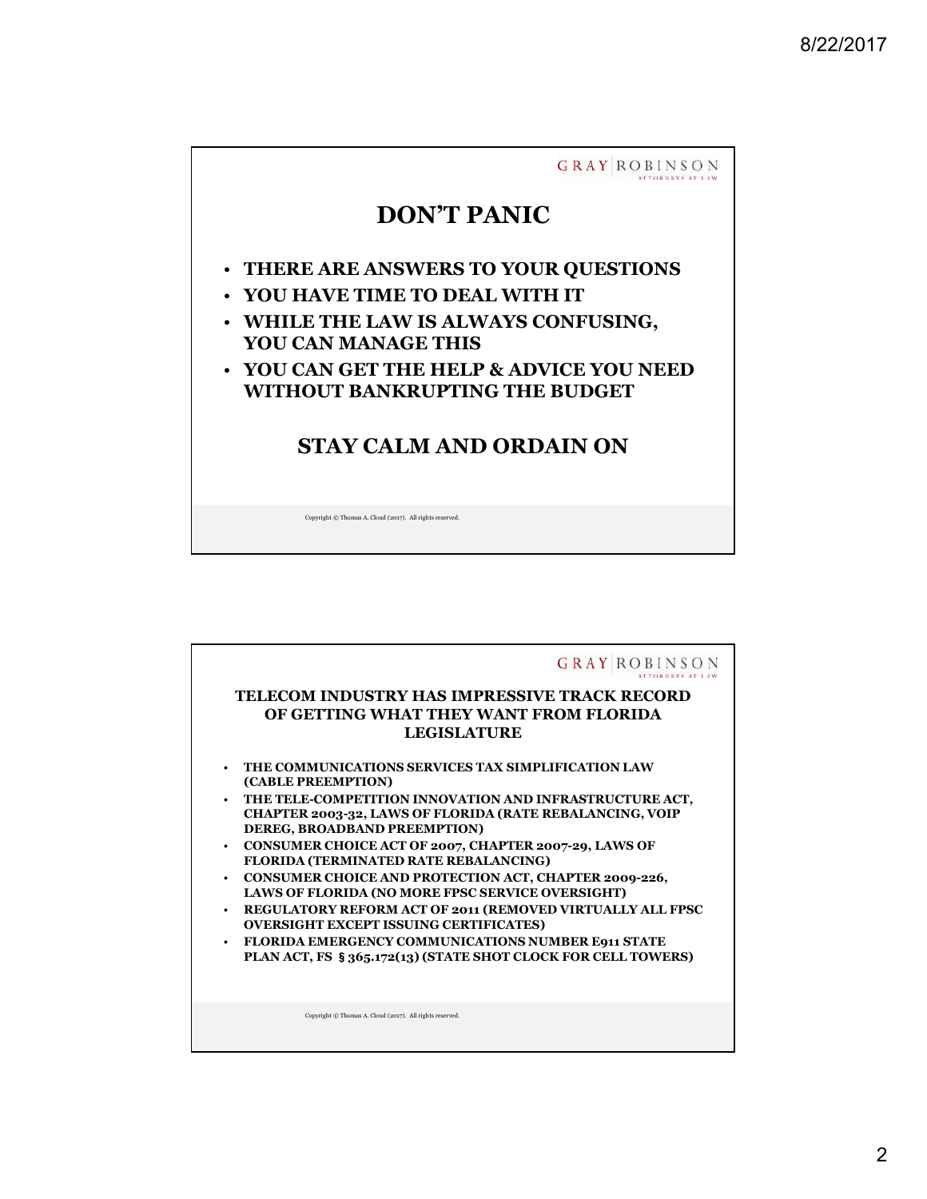# DON'T PANIC

- THERE ARE ANSWERS TO YOUR QUESTIONS
- YOU HAVE TIME TO DEAL WITH IT
- WHILE THE LAW IS ALWAYS CONFUSING, YOU CAN MANAGE THIS
- YOU CAN GET THE HELP & ADVICE YOU NEED WITHOUT BANKRUPTING THE BUDGET

## STAY CALM AND ORDAIN ON

Copyright © Thomas A. Cloud (2017). All rights reserved.

## TELECOM INDUSTRY HAS IMPRESSIVE TRACK RECORD OF GETTING WHAT THEY WANT FROM FLORIDA LEGISLATURE

- THE COMMUNICATIONS SERVICES TAX SIMPLIFICATION LAW (CABLE PREEMPTION)
- THE TELE-COMPETITION INNOVATION AND INFRASTRUCTURE ACT, CHAPTER 2003-32, LAWS OF FLORIDA (RATE REBALANCING, VOIP DEREG, BROADBAND PREEMPTION)
- CONSUMER CHOICE ACT OF 2007, CHAPTER 2007-29, LAWS OF FLORIDA (TERMINATED RATE REBALANCING)
- CONSUMER CHOICE AND PROTECTION ACT, CHAPTER 2009-226, LAWS OF FLORIDA (NO MORE FPSC SERVICE OVERSIGHT)
- REGULATORY REFORM ACT OF 2011 (REMOVED VIRTUALLY ALL FPSC OVERSIGHT EXCEPT ISSUING CERTIFICATES)
- FLORIDA EMERGENCY COMMUNICATIONS NUMBER E911 STATE PLAN ACT, FS § 365.172(13) (STATE SHOT CLOCK FOR CELL TOWERS)

Copyright © Thomas A. Cloud (2017). All rights reserved.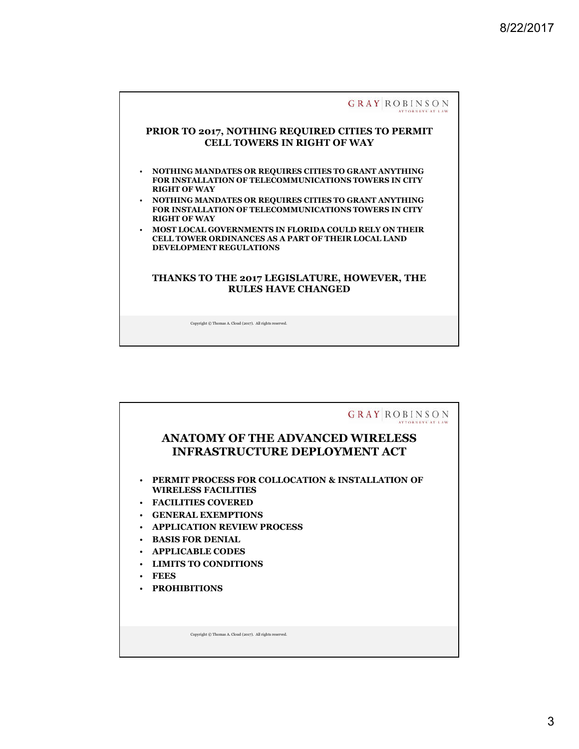## PRIOR TO 2017, NOTHING REQUIRED CITIES TO PERMIT CELL TOWERS IN RIGHT OF WAY

- NOTHING MANDATES OR REQUIRES CITIES TO GRANT ANYTHING FOR INSTALLATION OF TELECOMMUNICATIONS TOWERS IN CITY RIGHT OF WAY
- NOTHING MANDATES OR REQUIRES CITIES TO GRANT ANYTHING FOR INSTALLATION OF TELECOMMUNICATIONS TOWERS IN CITY RIGHT OF WAY
- MOST LOCAL GOVERNMENTS IN FLORIDA COULD RELY ON THEIR CELL TOWER ORDINANCES AS A PART OF THEIR LOCAL LAND DEVELOPMENT REGULATIONS

**THANKS TO THE 2017 LEGISLATURE, HOWEVER, THE RULES HAVE CHANGED**

Copyright © Thomas A. Cloud (2017). All rights reserved.

## ANATOMY OF THE ADVANCED WIRELESS INFRASTRUCTURE DEPLOYMENT ACT

- PERMIT PROCESS FOR COLLOCATION & INSTALLATION OF WIRELESS FACILITIES
- FACILITIES COVERED
- GENERAL EXEMPTIONS
- APPLICATION REVIEW PROCESS
- BASIS FOR DENIAL
- APPLICABLE CODES
- LIMITS TO CONDITIONS
- FEES
- PROHIBITIONS

Copyright © Thomas A. Cloud (2017). All rights reserved.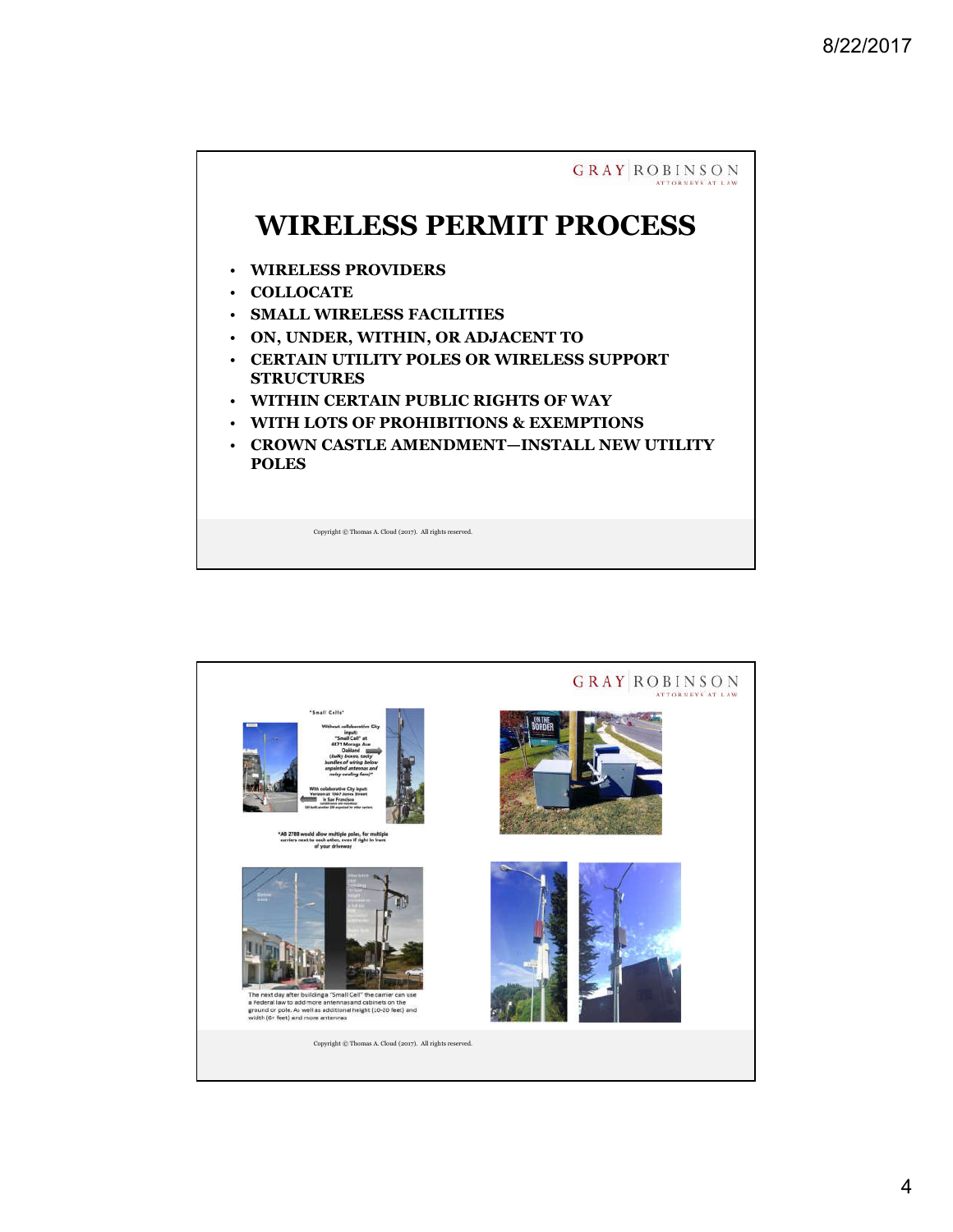# WIRELESS PERMIT PROCESS

- WIRELESS PROVIDERS
- COLLOCATE
- SMALL WIRELESS FACILITIES
- ON, UNDER, WITHIN, OR ADJACENT TO
- CERTAIN UTILITY POLES OR WIRELESS SUPPORT STRUCTURES
- WITHIN CERTAIN PUBLIC RIGHTS OF WAY
- WITH LOTS OF PROHIBITIONS & EXEMPTIONS
- CROWN CASTLE AMENDMENT—INSTALL NEW UTILITY POLES

Copyright © Thomas A. Cloud (2017). All rights reserved.

"Small Cells"

Without collaborative City input: "Small Cell" at 4471 Moraga Ave Oakland (bulky boxes, tacky bundles of wiring below unpainted antennas and noisy cooling fans)*

With collaborative City input: Verizon at 1367 Jones Street in San Francisco

*AB 2788 would allow multiple poles, for multiple carriers next to each other, even if right in front of your driveway

The next day after building a "Small Cell" the carrier can use a Federal law to add more antennas and cabinets on the ground or pole. As well as additional height (10-20 feet) and width (6+ feet) and more antennas

Copyright © Thomas A. Cloud (2017). All rights reserved.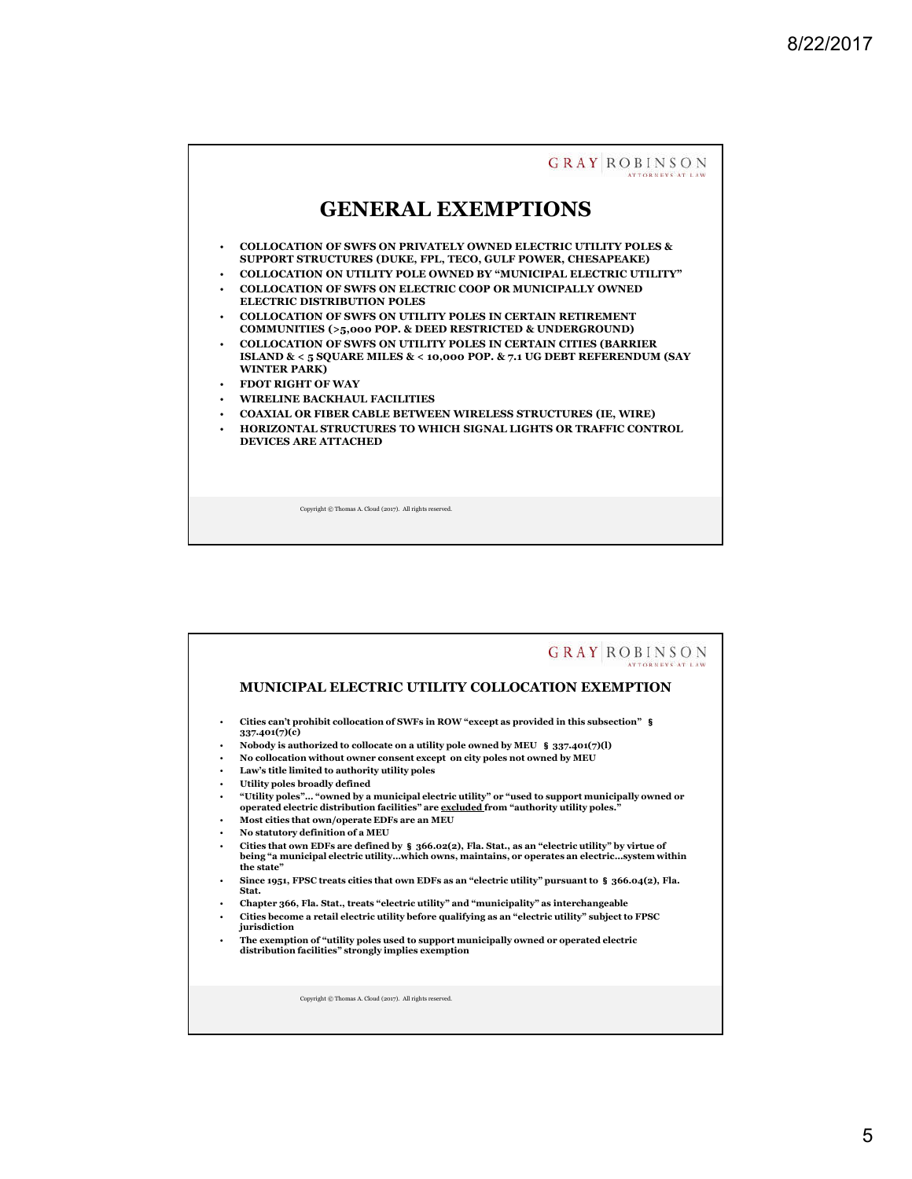## GENERAL EXEMPTIONS

- COLLOCATION OF SWFS ON PRIVATELY OWNED ELECTRIC UTILITY POLES & SUPPORT STRUCTURES (DUKE, FPL, TECO, GULF POWER, CHESAPEAKE)
- COLLOCATION ON UTILITY POLE OWNED BY "MUNICIPAL ELECTRIC UTILITY"
- COLLOCATION OF SWFS ON ELECTRIC COOP OR MUNICIPALLY OWNED ELECTRIC DISTRIBUTION POLES
- COLLOCATION OF SWFS ON UTILITY POLES IN CERTAIN RETIREMENT COMMUNITIES (>5,000 POP. & DEED RESTRICTED & UNDERGROUND)
- COLLOCATION OF SWFS ON UTILITY POLES IN CERTAIN CITIES (BARRIER ISLAND & < 5 SQUARE MILES & < 10,000 POP. & 7.1 UG DEBT REFERENDUM (SAY WINTER PARK)
- FDOT RIGHT OF WAY
- WIRELINE BACKHAUL FACILITIES
- COAXIAL OR FIBER CABLE BETWEEN WIRELESS STRUCTURES (IE, WIRE)
- HORIZONTAL STRUCTURES TO WHICH SIGNAL LIGHTS OR TRAFFIC CONTROL DEVICES ARE ATTACHED

Copyright © Thomas A. Cloud (2017). All rights reserved.

## MUNICIPAL ELECTRIC UTILITY COLLOCATION EXEMPTION

- Cities can't prohibit collocation of SWFs in ROW "except as provided in this subsection" § 337.401(7)(c)
- Nobody is authorized to collocate on a utility pole owned by MEU § 337.401(7)(l)
- No collocation without owner consent except on city poles not owned by MEU
- Law's title limited to authority utility poles
- Utility poles broadly defined
- "Utility poles"… "owned by a municipal electric utility" or "used to support municipally owned or operated electric distribution facilities" are <u>excluded</u> from "authority utility poles."
- Most cities that own/operate EDFs are an MEU
- No statutory definition of a MEU
- Cities that own EDFs are defined by § 366.02(2), Fla. Stat., as an "electric utility" by virtue of being "a municipal electric utility…which owns, maintains, or operates an electric…system within the state"
- Since 1951, FPSC treats cities that own EDFs as an "electric utility" pursuant to § 366.04(2), Fla. Stat.
- Chapter 366, Fla. Stat., treats "electric utility" and "municipality" as interchangeable
- Cities become a retail electric utility before qualifying as an "electric utility" subject to FPSC jurisdiction
- The exemption of "utility poles used to support municipally owned or operated electric distribution facilities" strongly implies exemption

Copyright © Thomas A. Cloud (2017). All rights reserved.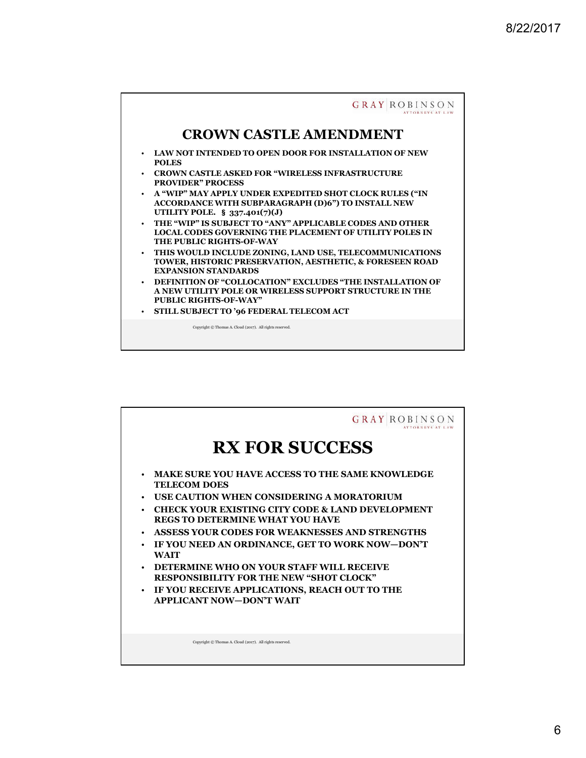## CROWN CASTLE AMENDMENT

- LAW NOT INTENDED TO OPEN DOOR FOR INSTALLATION OF NEW POLES
- CROWN CASTLE ASKED FOR "WIRELESS INFRASTRUCTURE PROVIDER" PROCESS
- A "WIP" MAY APPLY UNDER EXPEDITED SHOT CLOCK RULES ("IN ACCORDANCE WITH SUBPARAGRAPH (D)6") TO INSTALL NEW UTILITY POLE. § 337.401(7)(J)
- THE "WIP" IS SUBJECT TO "ANY" APPLICABLE CODES AND OTHER LOCAL CODES GOVERNING THE PLACEMENT OF UTILITY POLES IN THE PUBLIC RIGHTS-OF-WAY
- THIS WOULD INCLUDE ZONING, LAND USE, TELECOMMUNICATIONS TOWER, HISTORIC PRESERVATION, AESTHETIC, & FORESEEN ROAD EXPANSION STANDARDS
- DEFINITION OF "COLLOCATION" EXCLUDES "THE INSTALLATION OF A NEW UTILITY POLE OR WIRELESS SUPPORT STRUCTURE IN THE PUBLIC RIGHTS-OF-WAY"
- STILL SUBJECT TO '96 FEDERAL TELECOM ACT

Copyright © Thomas A. Cloud (2017). All rights reserved.

## RX FOR SUCCESS

- MAKE SURE YOU HAVE ACCESS TO THE SAME KNOWLEDGE TELECOM DOES
- USE CAUTION WHEN CONSIDERING A MORATORIUM
- CHECK YOUR EXISTING CITY CODE & LAND DEVELOPMENT REGS TO DETERMINE WHAT YOU HAVE
- ASSESS YOUR CODES FOR WEAKNESSES AND STRENGTHS
- IF YOU NEED AN ORDINANCE, GET TO WORK NOW—DON'T WAIT
- DETERMINE WHO ON YOUR STAFF WILL RECEIVE RESPONSIBILITY FOR THE NEW "SHOT CLOCK"
- IF YOU RECEIVE APPLICATIONS, REACH OUT TO THE APPLICANT NOW—DON'T WAIT

Copyright © Thomas A. Cloud (2017). All rights reserved.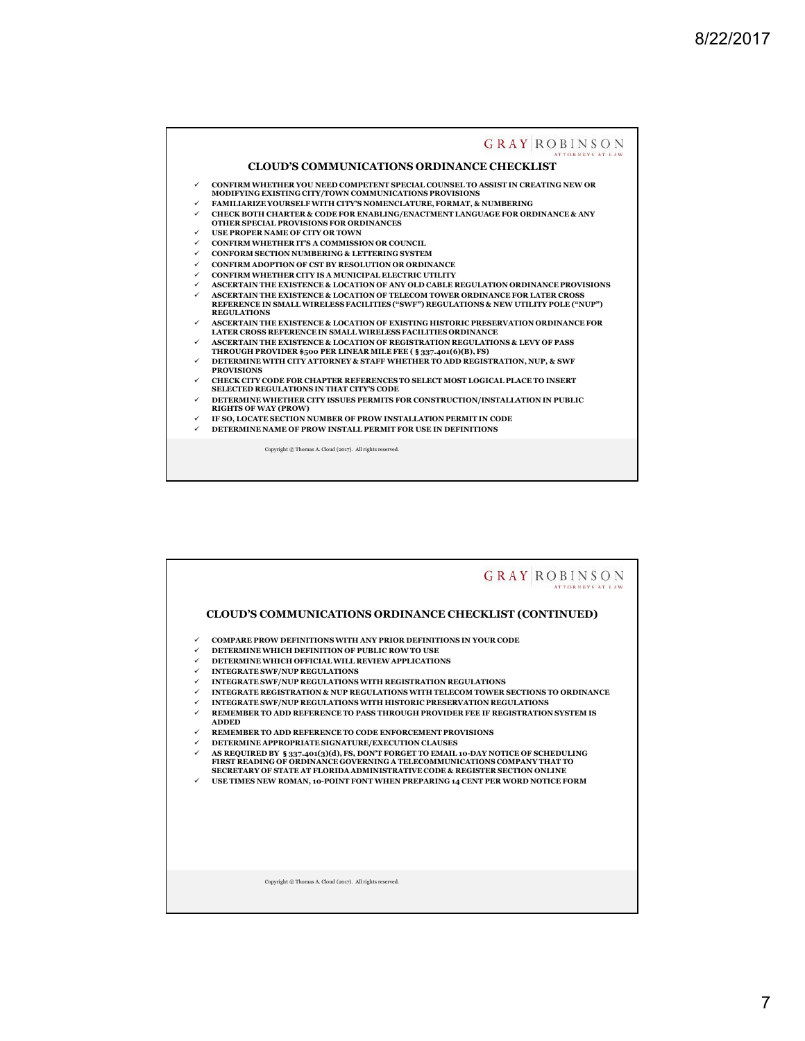## CLOUD'S COMMUNICATIONS ORDINANCE CHECKLIST

- ✓ CONFIRM WHETHER YOU NEED COMPETENT SPECIAL COUNSEL TO ASSIST IN CREATING NEW OR MODIFYING EXISTING CITY/TOWN COMMUNICATIONS PROVISIONS
- ✓ FAMILIARIZE YOURSELF WITH CITY'S NOMENCLATURE, FORMAT, & NUMBERING
- ✓ CHECK BOTH CHARTER & CODE FOR ENABLING/ENACTMENT LANGUAGE FOR ORDINANCE & ANY OTHER SPECIAL PROVISIONS FOR ORDINANCES
- ✓ USE PROPER NAME OF CITY OR TOWN
- ✓ CONFIRM WHETHER IT'S A COMMISSION OR COUNCIL
- ✓ CONFORM SECTION NUMBERING & LETTERING SYSTEM
- ✓ CONFIRM ADOPTION OF CST BY RESOLUTION OR ORDINANCE
- ✓ CONFIRM WHETHER CITY IS A MUNICIPAL ELECTRIC UTILITY
- ✓ ASCERTAIN THE EXISTENCE & LOCATION OF ANY OLD CABLE REGULATION ORDINANCE PROVISIONS
- ✓ ASCERTAIN THE EXISTENCE & LOCATION OF TELECOM TOWER ORDINANCE FOR LATER CROSS REFERENCE IN SMALL WIRELESS FACILITIES ("SWF") REGULATIONS & NEW UTILITY POLE ("NUP") REGULATIONS
- ✓ ASCERTAIN THE EXISTENCE & LOCATION OF EXISTING HISTORIC PRESERVATION ORDINANCE FOR LATER CROSS REFERENCE IN SMALL WIRELESS FACILITIES ORDINANCE
- ✓ ASCERTAIN THE EXISTENCE & LOCATION OF REGISTRATION REGULATIONS & LEVY OF PASS THROUGH PROVIDER $500 PER LINEAR MILE FEE ( § 337.401(6)(B), FS)
- ✓ DETERMINE WITH CITY ATTORNEY & STAFF WHETHER TO ADD REGISTRATION, NUP, & SWF PROVISIONS
- ✓ CHECK CITY CODE FOR CHAPTER REFERENCES TO SELECT MOST LOGICAL PLACE TO INSERT SELECTED REGULATIONS IN THAT CITY'S CODE
- ✓ DETERMINE WHETHER CITY ISSUES PERMITS FOR CONSTRUCTION/INSTALLATION IN PUBLIC RIGHTS OF WAY (PROW)
- ✓ IF SO, LOCATE SECTION NUMBER OF PROW INSTALLATION PERMIT IN CODE
- ✓ DETERMINE NAME OF PROW INSTALL PERMIT FOR USE IN DEFINITIONS

Copyright © Thomas A. Cloud (2017). All rights reserved.

## CLOUD'S COMMUNICATIONS ORDINANCE CHECKLIST (CONTINUED)

- ✓ COMPARE PROW DEFINITIONS WITH ANY PRIOR DEFINITIONS IN YOUR CODE
- ✓ DETERMINE WHICH DEFINITION OF PUBLIC ROW TO USE
- ✓ DETERMINE WHICH OFFICIAL WILL REVIEW APPLICATIONS
- ✓ INTEGRATE SWF/NUP REGULATIONS
- ✓ INTEGRATE SWF/NUP REGULATIONS WITH REGISTRATION REGULATIONS
- ✓ INTEGRATE REGISTRATION & NUP REGULATIONS WITH TELECOM TOWER SECTIONS TO ORDINANCE
- ✓ INTEGRATE SWF/NUP REGULATIONS WITH HISTORIC PRESERVATION REGULATIONS
- ✓ REMEMBER TO ADD REFERENCE TO PASS THROUGH PROVIDER FEE IF REGISTRATION SYSTEM IS ADDED
- ✓ REMEMBER TO ADD REFERENCE TO CODE ENFORCEMENT PROVISIONS
- ✓ DETERMINE APPROPRIATE SIGNATURE/EXECUTION CLAUSES
- ✓ AS REQUIRED BY § 337.401(3)(d), FS, DON'T FORGET TO EMAIL 10-DAY NOTICE OF SCHEDULING FIRST READING OF ORDINANCE GOVERNING A TELECOMMUNICATIONS COMPANY THAT TO SECRETARY OF STATE AT FLORIDA ADMINISTRATIVE CODE & REGISTER SECTION ONLINE
- ✓ USE TIMES NEW ROMAN, 10-POINT FONT WHEN PREPARING 14 CENT PER WORD NOTICE FORM

Copyright © Thomas A. Cloud (2017). All rights reserved.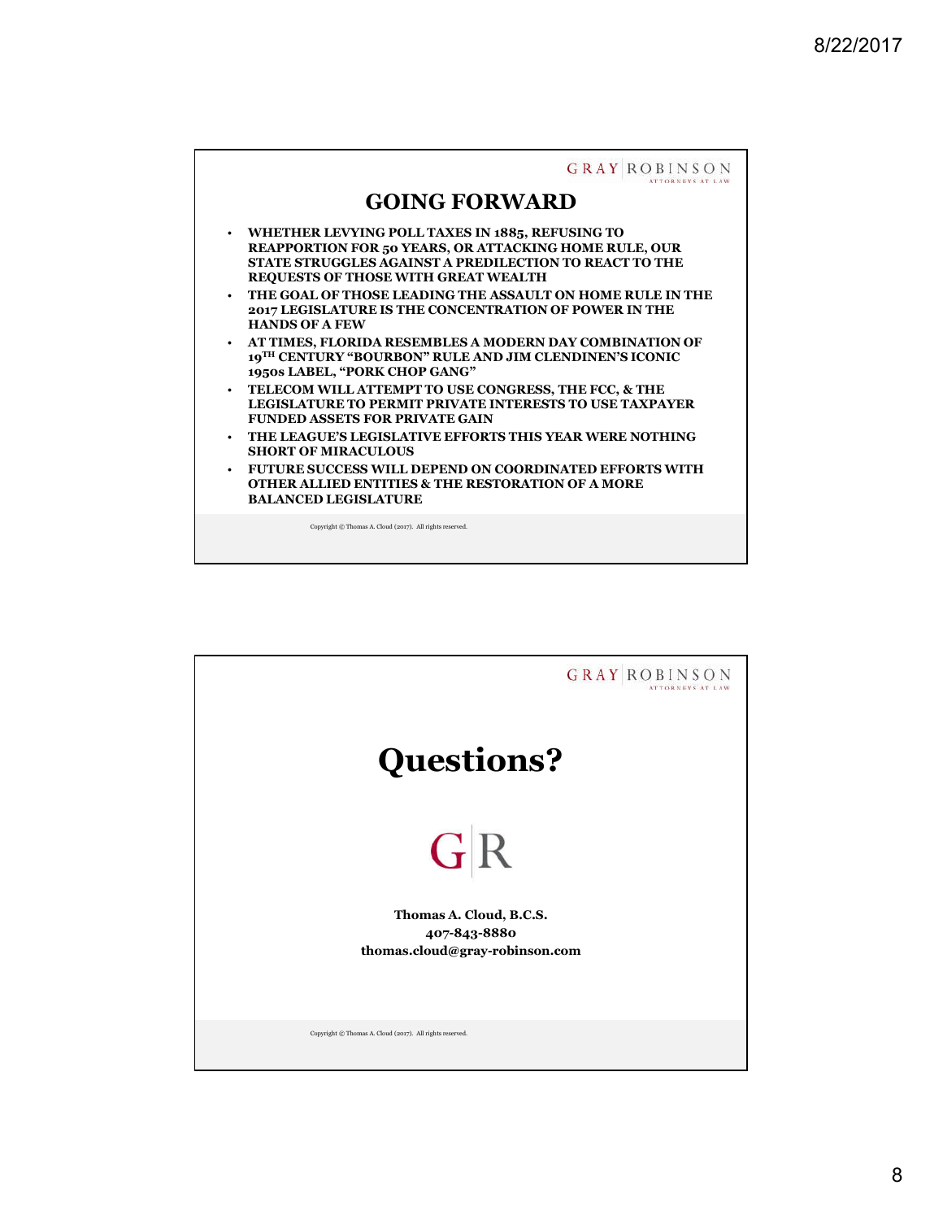## GOING FORWARD

- WHETHER LEVYING POLL TAXES IN 1885, REFUSING TO REAPPORTION FOR 50 YEARS, OR ATTACKING HOME RULE, OUR STATE STRUGGLES AGAINST A PREDILECTION TO REACT TO THE REQUESTS OF THOSE WITH GREAT WEALTH
- THE GOAL OF THOSE LEADING THE ASSAULT ON HOME RULE IN THE 2017 LEGISLATURE IS THE CONCENTRATION OF POWER IN THE HANDS OF A FEW
- AT TIMES, FLORIDA RESEMBLES A MODERN DAY COMBINATION OF 19TH CENTURY "BOURBON" RULE AND JIM CLENDINEN'S ICONIC 1950s LABEL, "PORK CHOP GANG"
- TELECOM WILL ATTEMPT TO USE CONGRESS, THE FCC, & THE LEGISLATURE TO PERMIT PRIVATE INTERESTS TO USE TAXPAYER FUNDED ASSETS FOR PRIVATE GAIN
- THE LEAGUE'S LEGISLATIVE EFFORTS THIS YEAR WERE NOTHING SHORT OF MIRACULOUS
- FUTURE SUCCESS WILL DEPEND ON COORDINATED EFFORTS WITH OTHER ALLIED ENTITIES & THE RESTORATION OF A MORE BALANCED LEGISLATURE

Copyright © Thomas A. Cloud (2017). All rights reserved.

# Questions?

**Thomas A. Cloud, B.C.S.**
**407-843-8880**
**thomas.cloud@gray-robinson.com**

Copyright © Thomas A. Cloud (2017). All rights reserved.